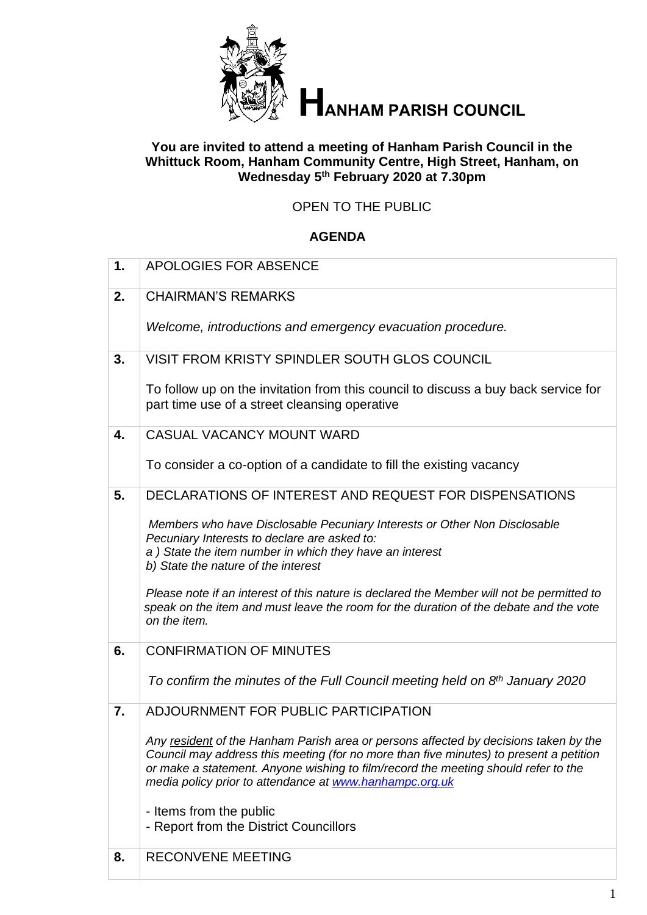# HANHAM PARISH COUNCIL

**You are invited to attend a meeting of Hanham Parish Council in the Whittuck Room, Hanham Community Centre, High Street, Hanham, on Wednesday 5th February 2020 at 7.30pm**

OPEN TO THE PUBLIC

**AGENDA**

| | |
|---|---|
| **1.** | APOLOGIES FOR ABSENCE |
| **2.** | CHAIRMAN'S REMARKS<br><br>*Welcome, introductions and emergency evacuation procedure.* |
| **3.** | VISIT FROM KRISTY SPINDLER SOUTH GLOS COUNCIL<br><br>To follow up on the invitation from this council to discuss a buy back service for part time use of a street cleansing operative |
| **4.** | CASUAL VACANCY MOUNT WARD<br><br>To consider a co-option of a candidate to fill the existing vacancy |
| **5.** | DECLARATIONS OF INTEREST AND REQUEST FOR DISPENSATIONS<br><br>*Members who have Disclosable Pecuniary Interests or Other Non Disclosable Pecuniary Interests to declare are asked to:*<br>*a ) State the item number in which they have an interest*<br>*b) State the nature of the interest*<br><br>*Please note if an interest of this nature is declared the Member will not be permitted to speak on the item and must leave the room for the duration of the debate and the vote on the item.* |
| **6.** | CONFIRMATION OF MINUTES<br><br>*To confirm the minutes of the Full Council meeting held on 8th January 2020* |
| **7.** | ADJOURNMENT FOR PUBLIC PARTICIPATION<br><br>*Any resident of the Hanham Parish area or persons affected by decisions taken by the Council may address this meeting (for no more than five minutes) to present a petition or make a statement. Anyone wishing to film/record the meeting should refer to the media policy prior to attendance at www.hanhampc.org.uk*<br><br>- Items from the public<br>- Report from the District Councillors |
| **8.** | RECONVENE MEETING |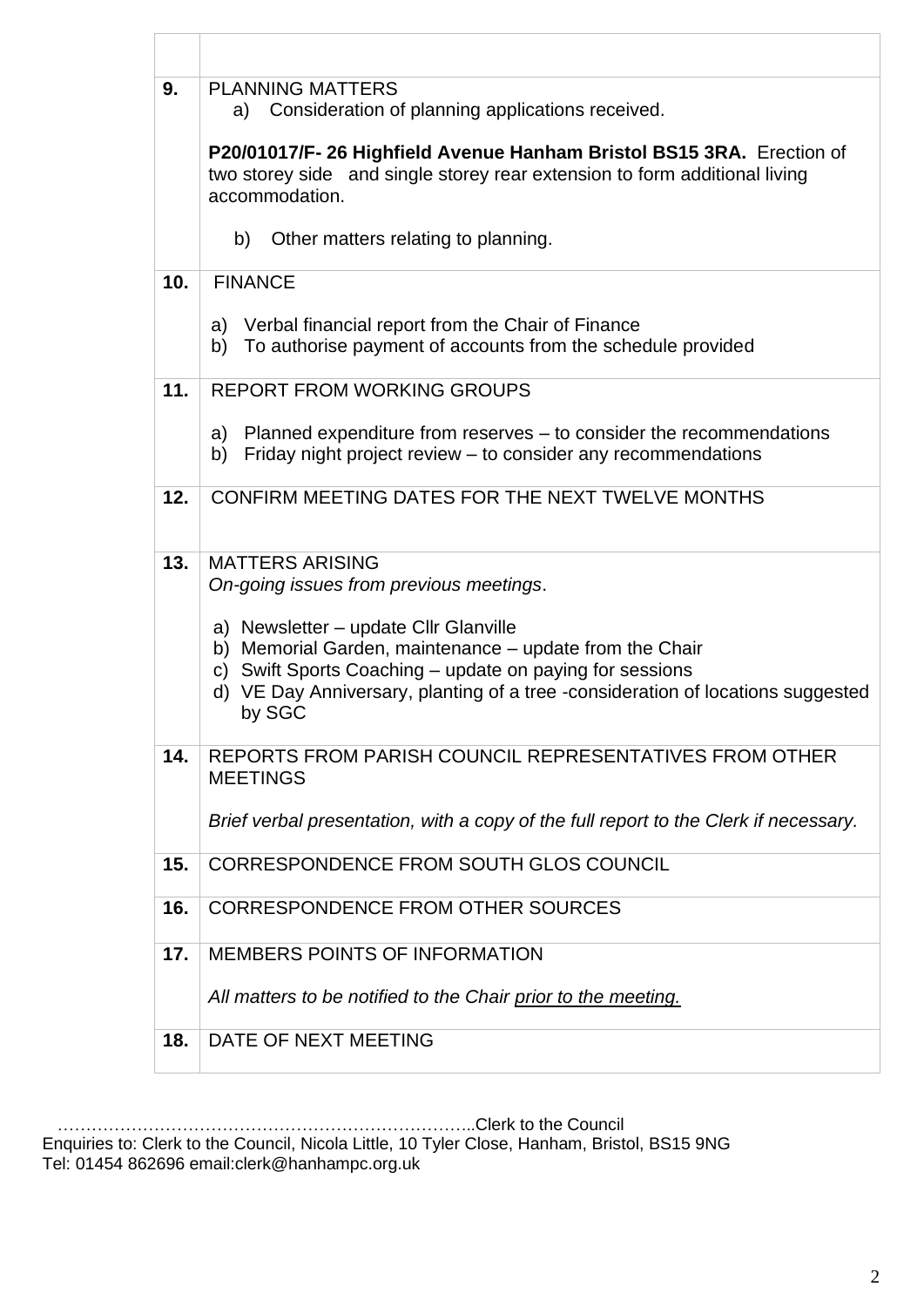| | |
|---|---|
| | |
| **9.** | PLANNING MATTERS<br>a) Consideration of planning applications received.<br><br>**P20/01017/F- 26 Highfield Avenue Hanham Bristol BS15 3RA.** Erection of two storey side and single storey rear extension to form additional living accommodation.<br><br>b) Other matters relating to planning. |
| **10.** | FINANCE<br><br>a) Verbal financial report from the Chair of Finance<br>b) To authorise payment of accounts from the schedule provided |
| **11.** | REPORT FROM WORKING GROUPS<br><br>a) Planned expenditure from reserves – to consider the recommendations<br>b) Friday night project review – to consider any recommendations |
| **12.** | CONFIRM MEETING DATES FOR THE NEXT TWELVE MONTHS |
| **13.** | MATTERS ARISING<br>*On-going issues from previous meetings*.<br><br>a) Newsletter – update Cllr Glanville<br>b) Memorial Garden, maintenance – update from the Chair<br>c) Swift Sports Coaching – update on paying for sessions<br>d) VE Day Anniversary, planting of a tree -consideration of locations suggested by SGC |
| **14.** | REPORTS FROM PARISH COUNCIL REPRESENTATIVES FROM OTHER MEETINGS<br><br>*Brief verbal presentation, with a copy of the full report to the Clerk if necessary.* |
| **15.** | CORRESPONDENCE FROM SOUTH GLOS COUNCIL |
| **16.** | CORRESPONDENCE FROM OTHER SOURCES |
| **17.** | MEMBERS POINTS OF INFORMATION<br><br>*All matters to be notified to the Chair prior to the meeting.* |
| **18.** | DATE OF NEXT MEETING |

………………………………………………………………..Clerk to the Council
Enquiries to: Clerk to the Council, Nicola Little, 10 Tyler Close, Hanham, Bristol, BS15 9NG
Tel: 01454 862696 email:clerk@hanhampc.org.uk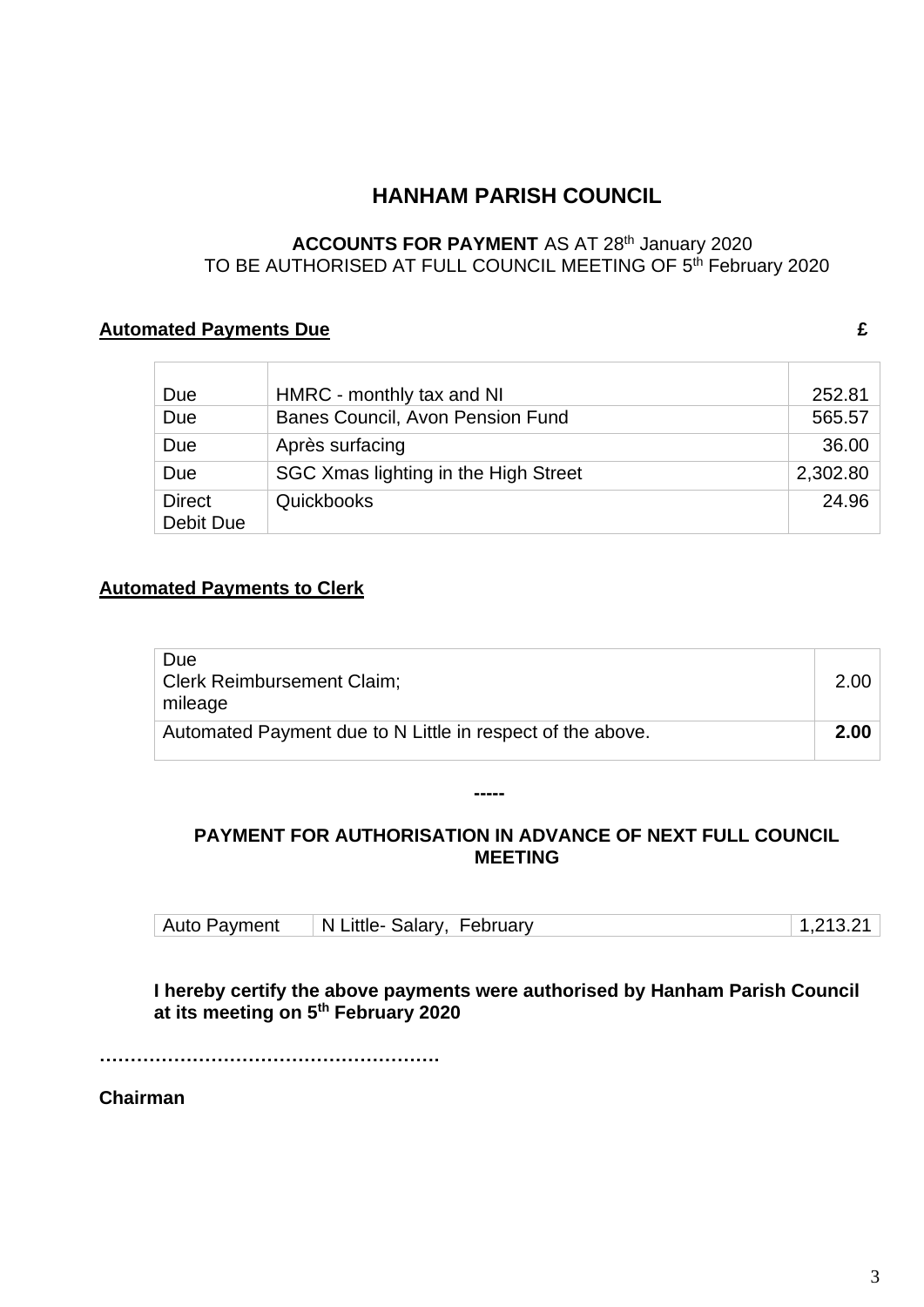# HANHAM PARISH COUNCIL

**ACCOUNTS FOR PAYMENT** AS AT 28th January 2020
TO BE AUTHORISED AT FULL COUNCIL MEETING OF 5th February 2020

**Automated Payments Due** **£**

| | | |
|---|---|---|
| Due | HMRC - monthly tax and NI | 252.81 |
| Due | Banes Council, Avon Pension Fund | 565.57 |
| Due | Après surfacing | 36.00 |
| Due | SGC Xmas lighting in the High Street | 2,302.80 |
| Direct Debit Due | Quickbooks | 24.96 |

**Automated Payments to Clerk**

| | |
|---|---|
| Due<br>Clerk Reimbursement Claim;<br>mileage | 2.00 |
| Automated Payment due to N Little in respect of the above. | **2.00** |

**-----**

**PAYMENT FOR AUTHORISATION IN ADVANCE OF NEXT FULL COUNCIL MEETING**

| | | |
|---|---|---|
| Auto Payment | N Little- Salary, February | 1,213.21 |

**I hereby certify the above payments were authorised by Hanham Parish Council at its meeting on 5th February 2020**

……………………………………………….

**Chairman**